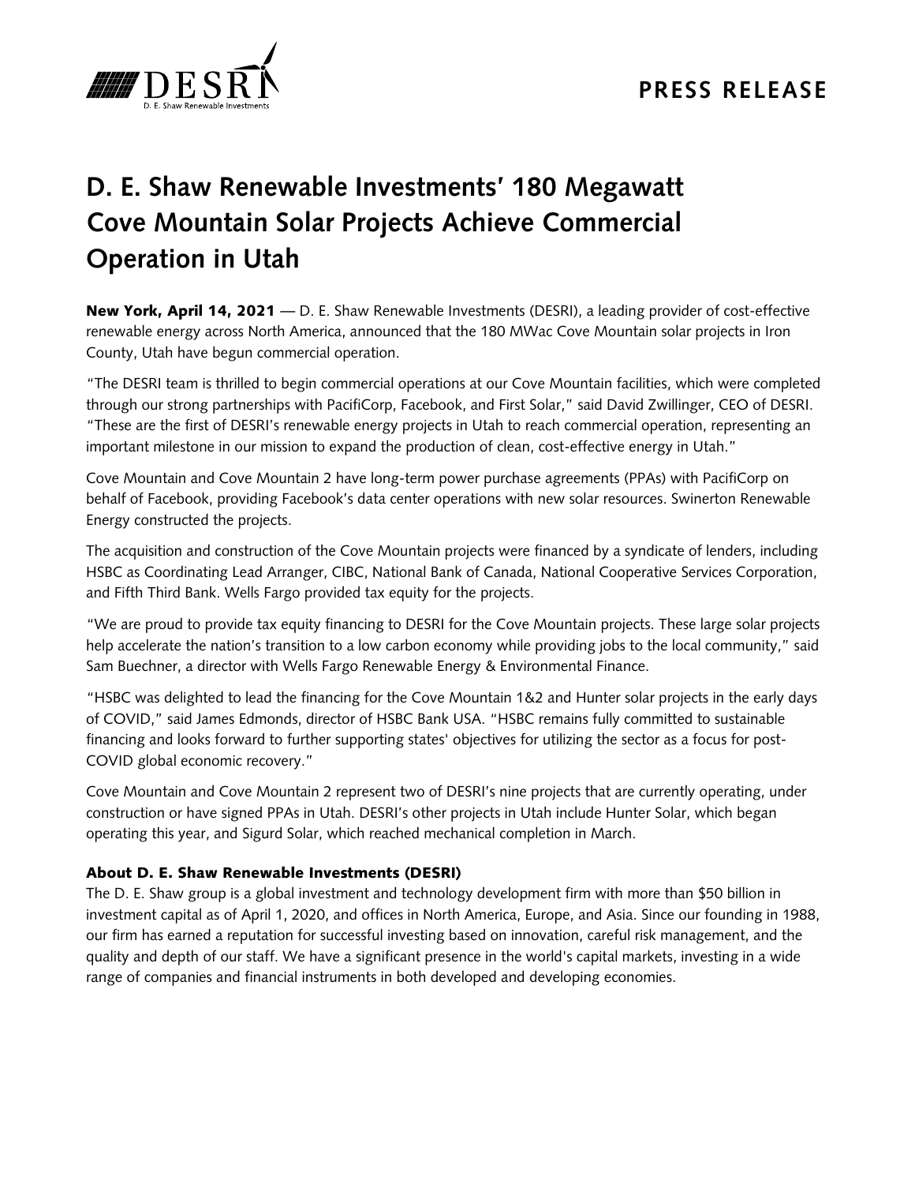DESRI

D. E. Shaw Renewable Investments

PRESS RELEASE

# D. E. Shaw Renewable Investments' 180 Megawatt Cove Mountain Solar Projects Achieve Commercial Operation in Utah

**New York, April 14, 2021** — D. E. Shaw Renewable Investments (DESRI), a leading provider of cost-effective renewable energy across North America, announced that the 180 MWac Cove Mountain solar projects in Iron County, Utah have begun commercial operation.

"The DESRI team is thrilled to begin commercial operations at our Cove Mountain facilities, which were completed through our strong partnerships with PacifiCorp, Facebook, and First Solar," said David Zwillinger, CEO of DESRI. "These are the first of DESRI's renewable energy projects in Utah to reach commercial operation, representing an important milestone in our mission to expand the production of clean, cost-effective energy in Utah."

Cove Mountain and Cove Mountain 2 have long-term power purchase agreements (PPAs) with PacifiCorp on behalf of Facebook, providing Facebook's data center operations with new solar resources. Swinerton Renewable Energy constructed the projects.

The acquisition and construction of the Cove Mountain projects were financed by a syndicate of lenders, including HSBC as Coordinating Lead Arranger, CIBC, National Bank of Canada, National Cooperative Services Corporation, and Fifth Third Bank. Wells Fargo provided tax equity for the projects.

"We are proud to provide tax equity financing to DESRI for the Cove Mountain projects. These large solar projects help accelerate the nation's transition to a low carbon economy while providing jobs to the local community," said Sam Buechner, a director with Wells Fargo Renewable Energy & Environmental Finance.

"HSBC was delighted to lead the financing for the Cove Mountain 1&2 and Hunter solar projects in the early days of COVID," said James Edmonds, director of HSBC Bank USA. "HSBC remains fully committed to sustainable financing and looks forward to further supporting states' objectives for utilizing the sector as a focus for post-COVID global economic recovery."

Cove Mountain and Cove Mountain 2 represent two of DESRI's nine projects that are currently operating, under construction or have signed PPAs in Utah. DESRI's other projects in Utah include Hunter Solar, which began operating this year, and Sigurd Solar, which reached mechanical completion in March.

### About D. E. Shaw Renewable Investments (DESRI)

The D. E. Shaw group is a global investment and technology development firm with more than $50 billion in investment capital as of April 1, 2020, and offices in North America, Europe, and Asia. Since our founding in 1988, our firm has earned a reputation for successful investing based on innovation, careful risk management, and the quality and depth of our staff. We have a significant presence in the world's capital markets, investing in a wide range of companies and financial instruments in both developed and developing economies.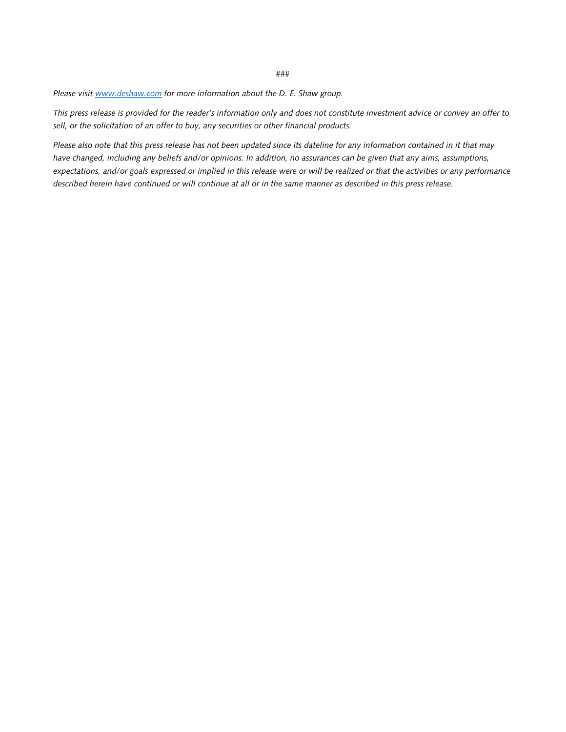<p align="center">###</p>

*Please visit [www.deshaw.com](http://www.deshaw.com) for more information about the D. E. Shaw group.*

*This press release is provided for the reader's information only and does not constitute investment advice or convey an offer to sell, or the solicitation of an offer to buy, any securities or other financial products.*

*Please also note that this press release has not been updated since its dateline for any information contained in it that may have changed, including any beliefs and/or opinions. In addition, no assurances can be given that any aims, assumptions, expectations, and/or goals expressed or implied in this release were or will be realized or that the activities or any performance described herein have continued or will continue at all or in the same manner as described in this press release.*